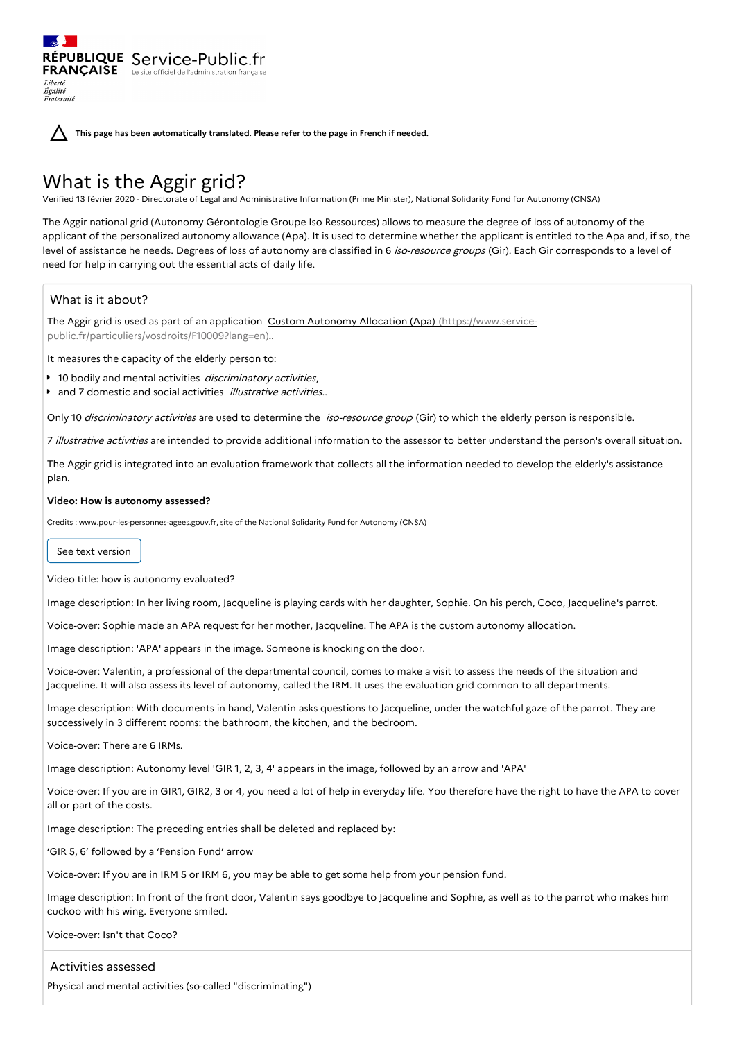This page has been automatically translated. Please refer to the page in French if needed.

# What is the Aggir grid?

Verified 13 février 2020 - Directorate of Legal and Administrative Information (Prime Minister), National Solidarity Fund for Autonomy (CNSA)

The Aggir national grid (Autonomy Gérontologie Groupe Iso Ressources) allows to measure the degree of loss of autonomy of the applicant of the personalized autonomy allowance (Apa). It is used to determine whether the applicant is entitled to the Apa and, if so, the level of assistance he needs. Degrees of loss of autonomy are classified in 6 *iso-resource groups* (Gir). Each Gir corresponds to a level of need for help in carrying out the essential acts of daily life.

## What is it about?

The Aggir grid is used as part of an application [Custom Autonomy Allocation (Apa) (https://www.service-public.fr/particuliers/vosdroits/F10009?lang=en)](https://www.service-public.fr/particuliers/vosdroits/F10009?lang=en)..

It measures the capacity of the elderly person to:

- 10 bodily and mental activities *discriminatory activities*,
- and 7 domestic and social activities *illustrative activities*..

Only 10 *discriminatory activities* are used to determine the *iso-resource group* (Gir) to which the elderly person is responsible.

7 *illustrative activities* are intended to provide additional information to the assessor to better understand the person's overall situation.

The Aggir grid is integrated into an evaluation framework that collects all the information needed to develop the elderly's assistance plan.

**Video: How is autonomy assessed?**

Credits : www.pour-les-personnes-agees.gouv.fr, site of the National Solidarity Fund for Autonomy (CNSA)

See text version

Video title: how is autonomy evaluated?

Image description: In her living room, Jacqueline is playing cards with her daughter, Sophie. On his perch, Coco, Jacqueline's parrot.

Voice-over: Sophie made an APA request for her mother, Jacqueline. The APA is the custom autonomy allocation.

Image description: 'APA' appears in the image. Someone is knocking on the door.

Voice-over: Valentin, a professional of the departmental council, comes to make a visit to assess the needs of the situation and Jacqueline. It will also assess its level of autonomy, called the IRM. It uses the evaluation grid common to all departments.

Image description: With documents in hand, Valentin asks questions to Jacqueline, under the watchful gaze of the parrot. They are successively in 3 different rooms: the bathroom, the kitchen, and the bedroom.

Voice-over: There are 6 IRMs.

Image description: Autonomy level 'GIR 1, 2, 3, 4' appears in the image, followed by an arrow and 'APA'

Voice-over: If you are in GIR1, GIR2, 3 or 4, you need a lot of help in everyday life. You therefore have the right to have the APA to cover all or part of the costs.

Image description: The preceding entries shall be deleted and replaced by:

'GIR 5, 6' followed by a 'Pension Fund' arrow

Voice-over: If you are in IRM 5 or IRM 6, you may be able to get some help from your pension fund.

Image description: In front of the front door, Valentin says goodbye to Jacqueline and Sophie, as well as to the parrot who makes him cuckoo with his wing. Everyone smiled.

Voice-over: Isn't that Coco?

## Activities assessed

Physical and mental activities (so-called "discriminating")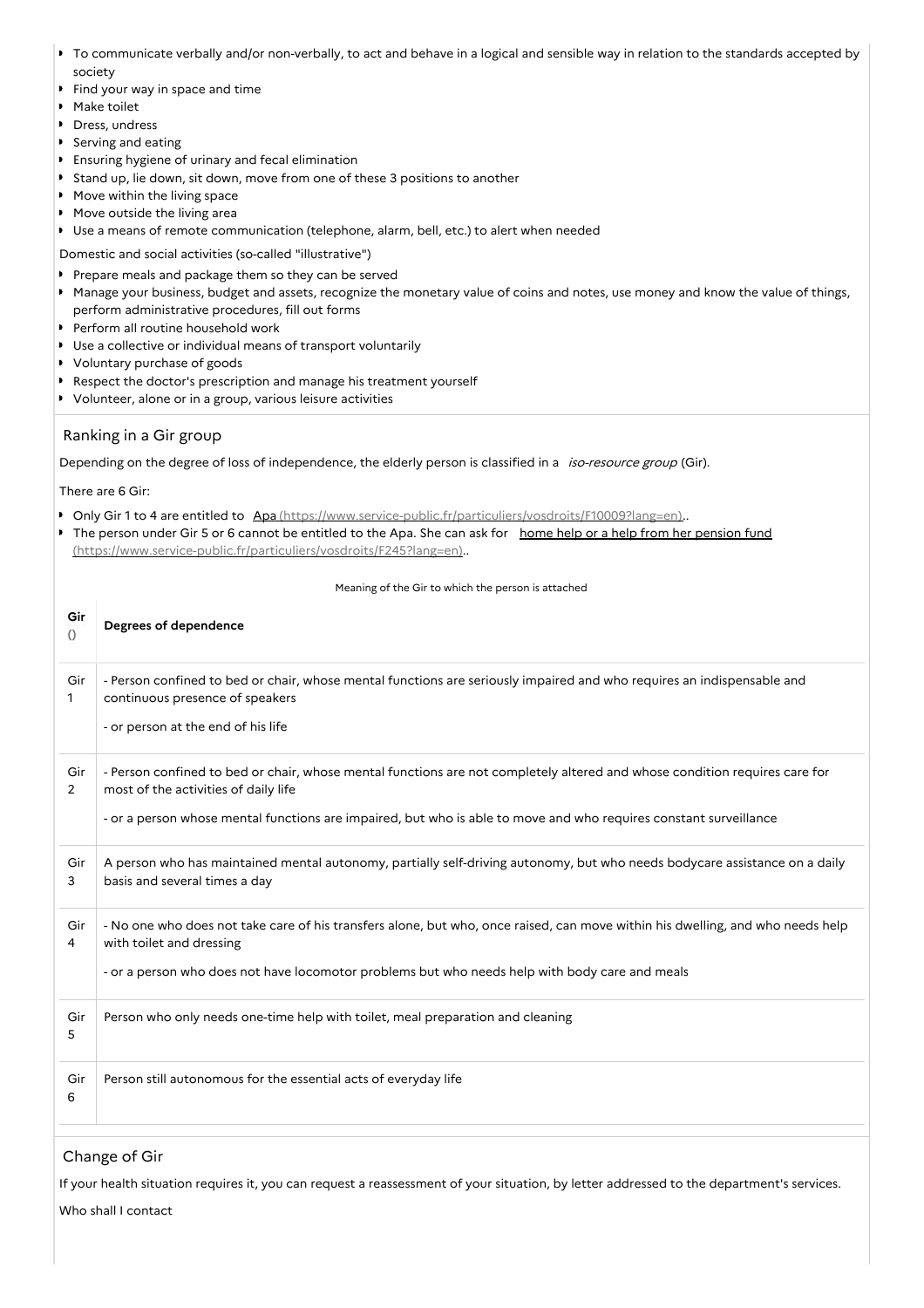- To communicate verbally and/or non-verbally, to act and behave in a logical and sensible way in relation to the standards accepted by society
- Find your way in space and time
- Make toilet
- Dress, undress
- Serving and eating
- Ensuring hygiene of urinary and fecal elimination
- Stand up, lie down, sit down, move from one of these 3 positions to another
- Move within the living space
- Move outside the living area
- Use a means of remote communication (telephone, alarm, bell, etc.) to alert when needed

Domestic and social activities (so-called "illustrative")

- Prepare meals and package them so they can be served
- Manage your business, budget and assets, recognize the monetary value of coins and notes, use money and know the value of things, perform administrative procedures, fill out forms
- Perform all routine household work
- Use a collective or individual means of transport voluntarily
- Voluntary purchase of goods
- Respect the doctor's prescription and manage his treatment yourself
- Volunteer, alone or in a group, various leisure activities

## Ranking in a Gir group

Depending on the degree of loss of independence, the elderly person is classified in a *iso-resource group* (Gir).

There are 6 Gir:

- Only Gir 1 to 4 are entitled to Apa (https://www.service-public.fr/particuliers/vosdroits/F10009?lang=en)..
- The person under Gir 5 or 6 cannot be entitled to the Apa. She can ask for home help or a help from her pension fund (https://www.service-public.fr/particuliers/vosdroits/F245?lang=en)..

Meaning of the Gir to which the person is attached

| Gir () | Degrees of dependence |
|---|---|
| Gir 1 | - Person confined to bed or chair, whose mental functions are seriously impaired and who requires an indispensable and continuous presence of speakers<br><br>- or person at the end of his life |
| Gir 2 | - Person confined to bed or chair, whose mental functions are not completely altered and whose condition requires care for most of the activities of daily life<br><br>- or a person whose mental functions are impaired, but who is able to move and who requires constant surveillance |
| Gir 3 | A person who has maintained mental autonomy, partially self-driving autonomy, but who needs bodycare assistance on a daily basis and several times a day |
| Gir 4 | - No one who does not take care of his transfers alone, but who, once raised, can move within his dwelling, and who needs help with toilet and dressing<br><br>- or a person who does not have locomotor problems but who needs help with body care and meals |
| Gir 5 | Person who only needs one-time help with toilet, meal preparation and cleaning |
| Gir 6 | Person still autonomous for the essential acts of everyday life |

## Change of Gir

If your health situation requires it, you can request a reassessment of your situation, by letter addressed to the department's services.

Who shall I contact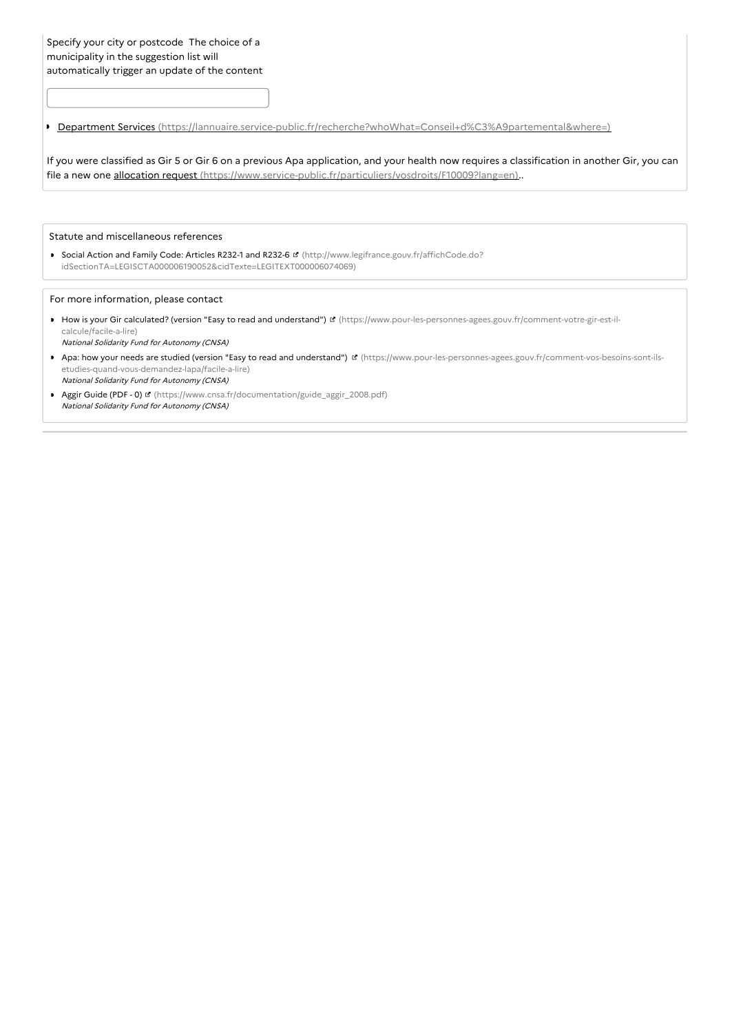Specify your city or postcode The choice of a municipality in the suggestion list will automatically trigger an update of the content

- Department Services (https://lannuaire.service-public.fr/recherche?whoWhat=Conseil+d%C3%A9partemental&where=)

If you were classified as Gir 5 or Gir 6 on a previous Apa application, and your health now requires a classification in another Gir, you can file a new one allocation request (https://www.service-public.fr/particuliers/vosdroits/F10009?lang=en)..

### Statute and miscellaneous references

- Social Action and Family Code: Articles R232-1 and R232-6 (http://www.legifrance.gouv.fr/affichCode.do?idSectionTA=LEGISCTA000006190052&cidTexte=LEGITEXT000006074069)

### For more information, please contact

- How is your Gir calculated? (version "Easy to read and understand") (https://www.pour-les-personnes-agees.gouv.fr/comment-votre-gir-est-il-calcule/facile-a-lire)
  *National Solidarity Fund for Autonomy (CNSA)*
- Apa: how your needs are studied (version "Easy to read and understand") (https://www.pour-les-personnes-agees.gouv.fr/comment-vos-besoins-sont-ils-etudies-quand-vous-demandez-lapa/facile-a-lire)
  *National Solidarity Fund for Autonomy (CNSA)*
- Aggir Guide (PDF - 0) (https://www.cnsa.fr/documentation/guide_aggir_2008.pdf)
  *National Solidarity Fund for Autonomy (CNSA)*